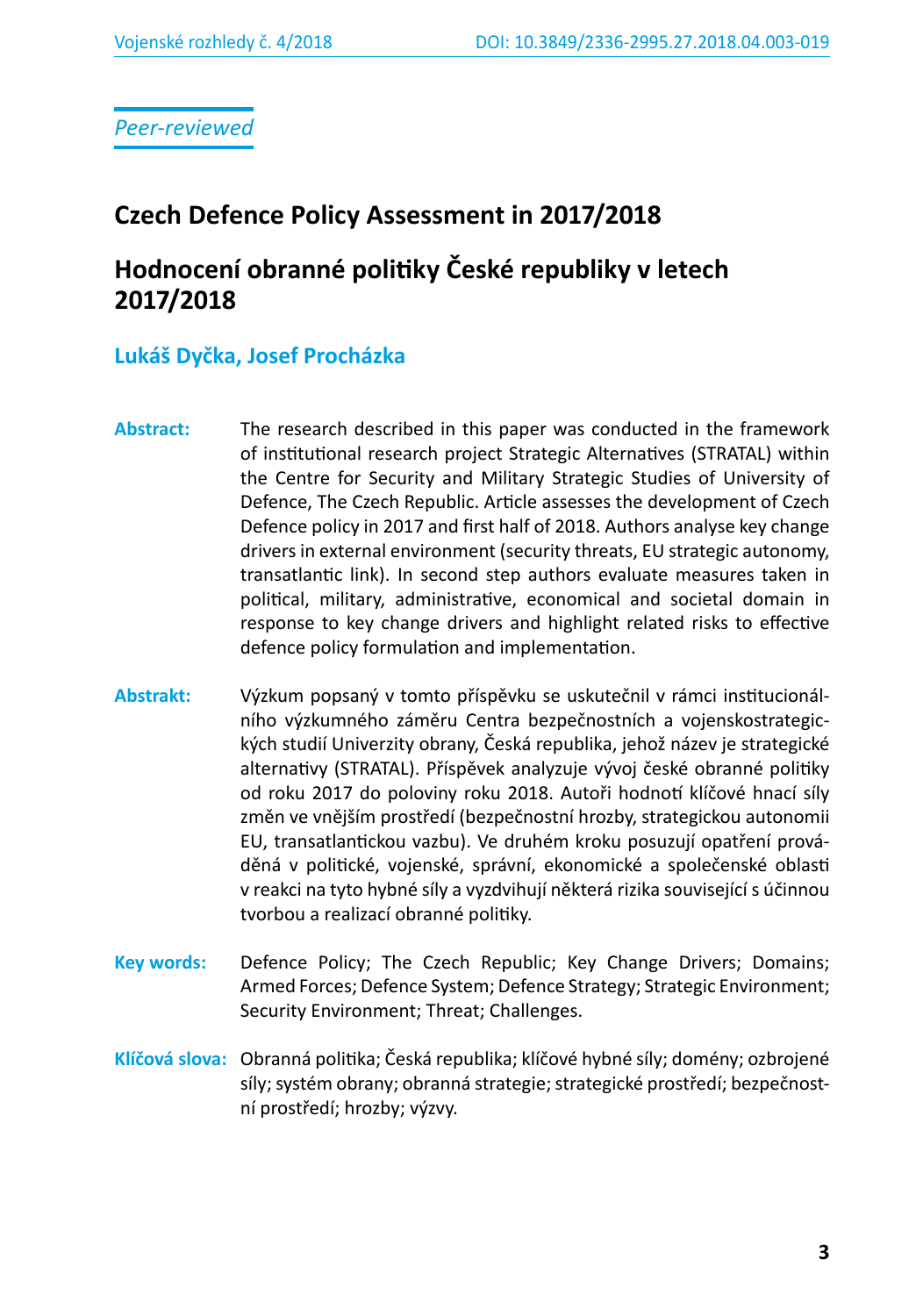*Peer-reviewed*

# Czech Defence Policy Assessment in 2017/2018

# Hodnocení obranné politiky České republiky v letech 2017/2018

**Lukáš Dyčka, Josef Procházka**

**Abstract:** The research described in this paper was conducted in the framework of institutional research project Strategic Alternatives (STRATAL) within the Centre for Security and Military Strategic Studies of University of Defence, The Czech Republic. Article assesses the development of Czech Defence policy in 2017 and first half of 2018. Authors analyse key change drivers in external environment (security threats, EU strategic autonomy, transatlantic link). In second step authors evaluate measures taken in political, military, administrative, economical and societal domain in response to key change drivers and highlight related risks to effective defence policy formulation and implementation.

**Abstrakt:** Výzkum popsaný v tomto příspěvku se uskutečnil v rámci institucionálního výzkumného záměru Centra bezpečnostních a vojenskostrategických studií Univerzity obrany, Česká republika, jehož název je strategické alternativy (STRATAL). Příspěvek analyzuje vývoj české obranné politiky od roku 2017 do poloviny roku 2018. Autoři hodnotí klíčové hnací síly změn ve vnějším prostředí (bezpečnostní hrozby, strategickou autonomii EU, transatlantickou vazbu). Ve druhém kroku posuzují opatření prováděná v politické, vojenské, správní, ekonomické a společenské oblasti v reakci na tyto hybné síly a vyzdvihují některá rizika související s účinnou tvorbou a realizací obranné politiky.

**Key words:** Defence Policy; The Czech Republic; Key Change Drivers; Domains; Armed Forces; Defence System; Defence Strategy; Strategic Environment; Security Environment; Threat; Challenges.

**Klíčová slova:** Obranná politika; Česká republika; klíčové hybné síly; domény; ozbrojené síly; systém obrany; obranná strategie; strategické prostředí; bezpečnostní prostředí; hrozby; výzvy.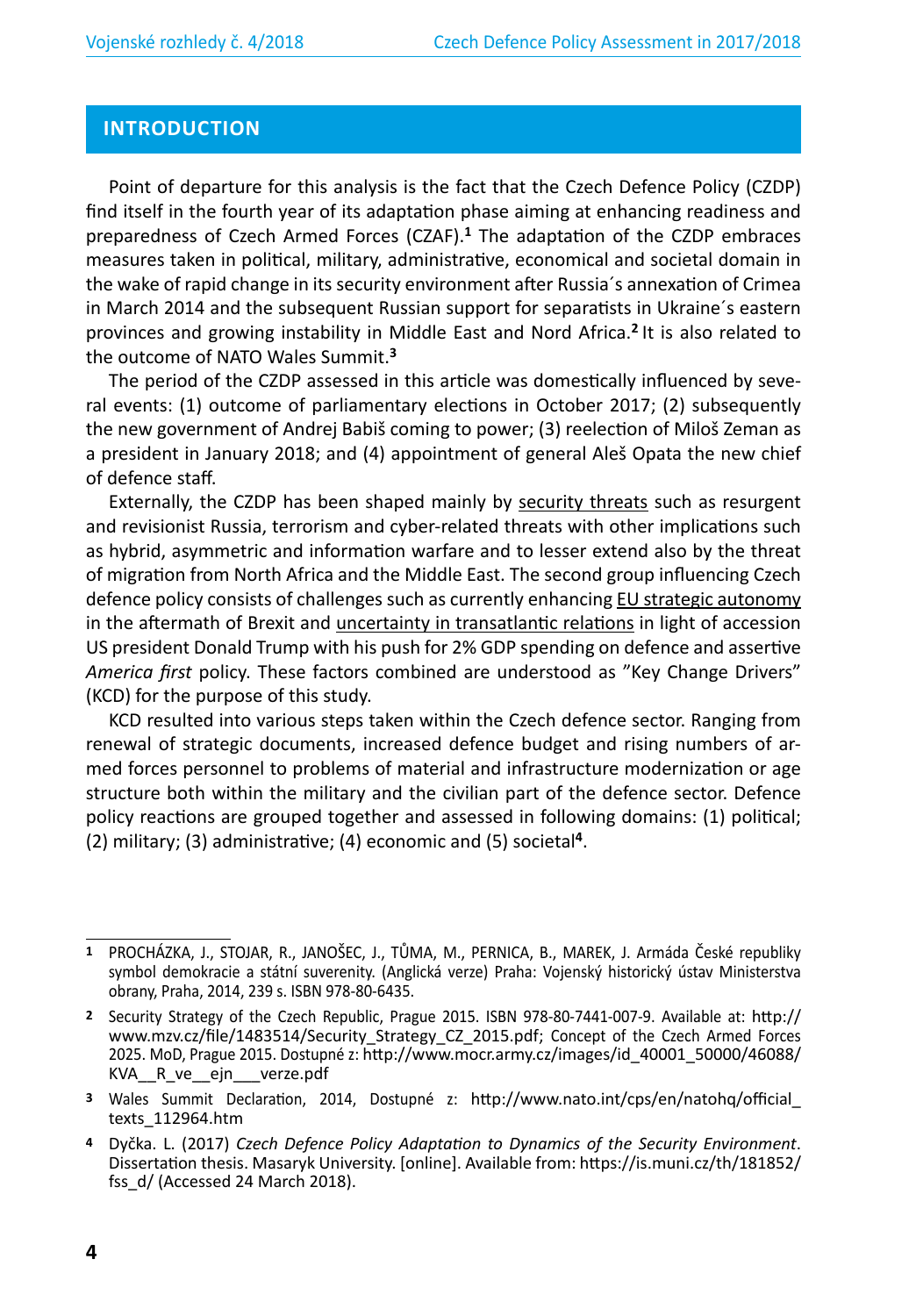## INTRODUCTION

Point of departure for this analysis is the fact that the Czech Defence Policy (CZDP) find itself in the fourth year of its adaptation phase aiming at enhancing readiness and preparedness of Czech Armed Forces (CZAF).[1] The adaptation of the CZDP embraces measures taken in political, military, administrative, economical and societal domain in the wake of rapid change in its security environment after Russia´s annexation of Crimea in March 2014 and the subsequent Russian support for separatists in Ukraine´s eastern provinces and growing instability in Middle East and Nord Africa.[2] It is also related to the outcome of NATO Wales Summit.[3]

The period of the CZDP assessed in this article was domestically influenced by several events: (1) outcome of parliamentary elections in October 2017; (2) subsequently the new government of Andrej Babiš coming to power; (3) reelection of Miloš Zeman as a president in January 2018; and (4) appointment of general Aleš Opata the new chief of defence staff.

Externally, the CZDP has been shaped mainly by security threats such as resurgent and revisionist Russia, terrorism and cyber-related threats with other implications such as hybrid, asymmetric and information warfare and to lesser extend also by the threat of migration from North Africa and the Middle East. The second group influencing Czech defence policy consists of challenges such as currently enhancing EU strategic autonomy in the aftermath of Brexit and uncertainty in transatlantic relations in light of accession US president Donald Trump with his push for 2% GDP spending on defence and assertive *America first* policy. These factors combined are understood as "Key Change Drivers" (KCD) for the purpose of this study.

KCD resulted into various steps taken within the Czech defence sector. Ranging from renewal of strategic documents, increased defence budget and rising numbers of armed forces personnel to problems of material and infrastructure modernization or age structure both within the military and the civilian part of the defence sector. Defence policy reactions are grouped together and assessed in following domains: (1) political; (2) military; (3) administrative; (4) economic and (5) societal[4].

---

1 PROCHÁZKA, J., STOJAR, R., JANOŠEC, J., TŮMA, M., PERNICA, B., MAREK, J. Armáda České republiky symbol demokracie a státní suverenity. (Anglická verze) Praha: Vojenský historický ústav Ministerstva obrany, Praha, 2014, 239 s. ISBN 978-80-6435.

2 Security Strategy of the Czech Republic, Prague 2015. ISBN 978-80-7441-007-9. Available at: http://www.mzv.cz/file/1483514/Security_Strategy_CZ_2015.pdf; Concept of the Czech Armed Forces 2025. MoD, Prague 2015. Dostupné z: http://www.mocr.army.cz/images/id_40001_50000/46088/KVA__R_ve__ejn___verze.pdf

3 Wales Summit Declaration, 2014, Dostupné z: http://www.nato.int/cps/en/natohq/official_texts_112964.htm

4 Dyčka. L. (2017) *Czech Defence Policy Adaptation to Dynamics of the Security Environment*. Dissertation thesis. Masaryk University. [online]. Available from: https://is.muni.cz/th/181852/fss_d/ (Accessed 24 March 2018).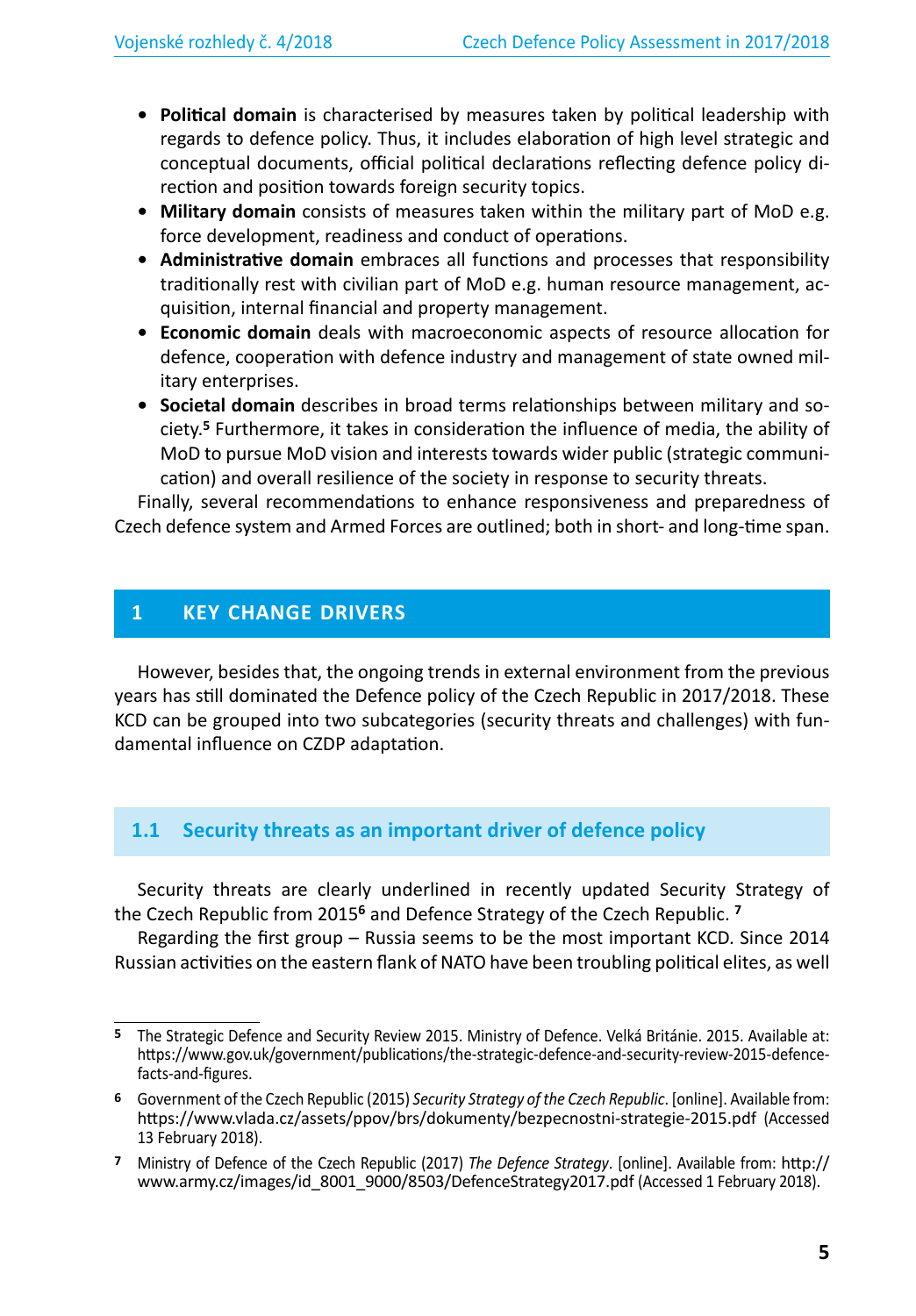- **Political domain** is characterised by measures taken by political leadership with regards to defence policy. Thus, it includes elaboration of high level strategic and conceptual documents, official political declarations reflecting defence policy direction and position towards foreign security topics.
- **Military domain** consists of measures taken within the military part of MoD e.g. force development, readiness and conduct of operations.
- **Administrative domain** embraces all functions and processes that responsibility traditionally rest with civilian part of MoD e.g. human resource management, acquisition, internal financial and property management.
- **Economic domain** deals with macroeconomic aspects of resource allocation for defence, cooperation with defence industry and management of state owned military enterprises.
- **Societal domain** describes in broad terms relationships between military and society.[5] Furthermore, it takes in consideration the influence of media, the ability of MoD to pursue MoD vision and interests towards wider public (strategic communication) and overall resilience of the society in response to security threats.

Finally, several recommendations to enhance responsiveness and preparedness of Czech defence system and Armed Forces are outlined; both in short- and long-time span.

# 1 KEY CHANGE DRIVERS

However, besides that, the ongoing trends in external environment from the previous years has still dominated the Defence policy of the Czech Republic in 2017/2018. These KCD can be grouped into two subcategories (security threats and challenges) with fundamental influence on CZDP adaptation.

## 1.1 Security threats as an important driver of defence policy

Security threats are clearly underlined in recently updated Security Strategy of the Czech Republic from 2015[6] and Defence Strategy of the Czech Republic. [7]

Regarding the first group – Russia seems to be the most important KCD. Since 2014 Russian activities on the eastern flank of NATO have been troubling political elites, as well

---

[5] The Strategic Defence and Security Review 2015. Ministry of Defence. Velká Británie. 2015. Available at: https://www.gov.uk/government/publications/the-strategic-defence-and-security-review-2015-defence-facts-and-figures.

[6] Government of the Czech Republic (2015) *Security Strategy of the Czech Republic*. [online]. Available from: https://www.vlada.cz/assets/ppov/brs/dokumenty/bezpecnostni-strategie-2015.pdf (Accessed 13 February 2018).

[7] Ministry of Defence of the Czech Republic (2017) *The Defence Strategy*. [online]. Available from: http://www.army.cz/images/id_8001_9000/8503/DefenceStrategy2017.pdf (Accessed 1 February 2018).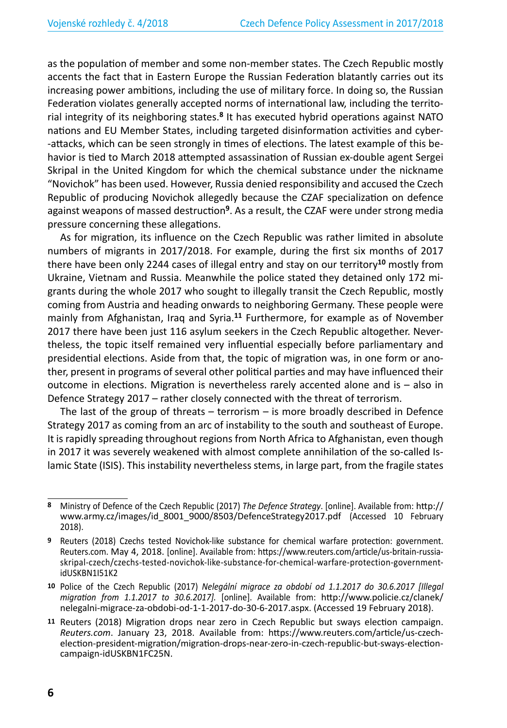as the population of member and some non-member states. The Czech Republic mostly accents the fact that in Eastern Europe the Russian Federation blatantly carries out its increasing power ambitions, including the use of military force. In doing so, the Russian Federation violates generally accepted norms of international law, including the territorial integrity of its neighboring states.[8] It has executed hybrid operations against NATO nations and EU Member States, including targeted disinformation activities and cyber-attacks, which can be seen strongly in times of elections. The latest example of this behavior is tied to March 2018 attempted assassination of Russian ex-double agent Sergei Skripal in the United Kingdom for which the chemical substance under the nickname "Novichok" has been used. However, Russia denied responsibility and accused the Czech Republic of producing Novichok allegedly because the CZAF specialization on defence against weapons of massed destruction[9]. As a result, the CZAF were under strong media pressure concerning these allegations.

As for migration, its influence on the Czech Republic was rather limited in absolute numbers of migrants in 2017/2018. For example, during the first six months of 2017 there have been only 2244 cases of illegal entry and stay on our territory[10] mostly from Ukraine, Vietnam and Russia. Meanwhile the police stated they detained only 172 migrants during the whole 2017 who sought to illegally transit the Czech Republic, mostly coming from Austria and heading onwards to neighboring Germany. These people were mainly from Afghanistan, Iraq and Syria.[11] Furthermore, for example as of November 2017 there have been just 116 asylum seekers in the Czech Republic altogether. Nevertheless, the topic itself remained very influential especially before parliamentary and presidential elections. Aside from that, the topic of migration was, in one form or another, present in programs of several other political parties and may have influenced their outcome in elections. Migration is nevertheless rarely accented alone and is – also in Defence Strategy 2017 – rather closely connected with the threat of terrorism.

The last of the group of threats – terrorism – is more broadly described in Defence Strategy 2017 as coming from an arc of instability to the south and southeast of Europe. It is rapidly spreading throughout regions from North Africa to Afghanistan, even though in 2017 it was severely weakened with almost complete annihilation of the so-called Islamic State (ISIS). This instability nevertheless stems, in large part, from the fragile states

---

8 Ministry of Defence of the Czech Republic (2017) *The Defence Strategy*. [online]. Available from: http://www.army.cz/images/id_8001_9000/8503/DefenceStrategy2017.pdf (Accessed 10 February 2018).

9 Reuters (2018) Czechs tested Novichok-like substance for chemical warfare protection: government. Reuters.com. May 4, 2018. [online]. Available from: https://www.reuters.com/article/us-britain-russia-skripal-czech/czechs-tested-novichok-like-substance-for-chemical-warfare-protection-government-idUSKBN1I51K2

10 Police of the Czech Republic (2017) *Nelegální migrace za období od 1.1.2017 do 30.6.2017 [Illegal migration from 1.1.2017 to 30.6.2017].* [online]. Available from: http://www.policie.cz/clanek/nelegalni-migrace-za-obdobi-od-1-1-2017-do-30-6-2017.aspx. (Accessed 19 February 2018).

11 Reuters (2018) Migration drops near zero in Czech Republic but sways election campaign. *Reuters.com*. January 23, 2018. Available from: https://www.reuters.com/article/us-czech-election-president-migration/migration-drops-near-zero-in-czech-republic-but-sways-election-campaign-idUSKBN1FC25N.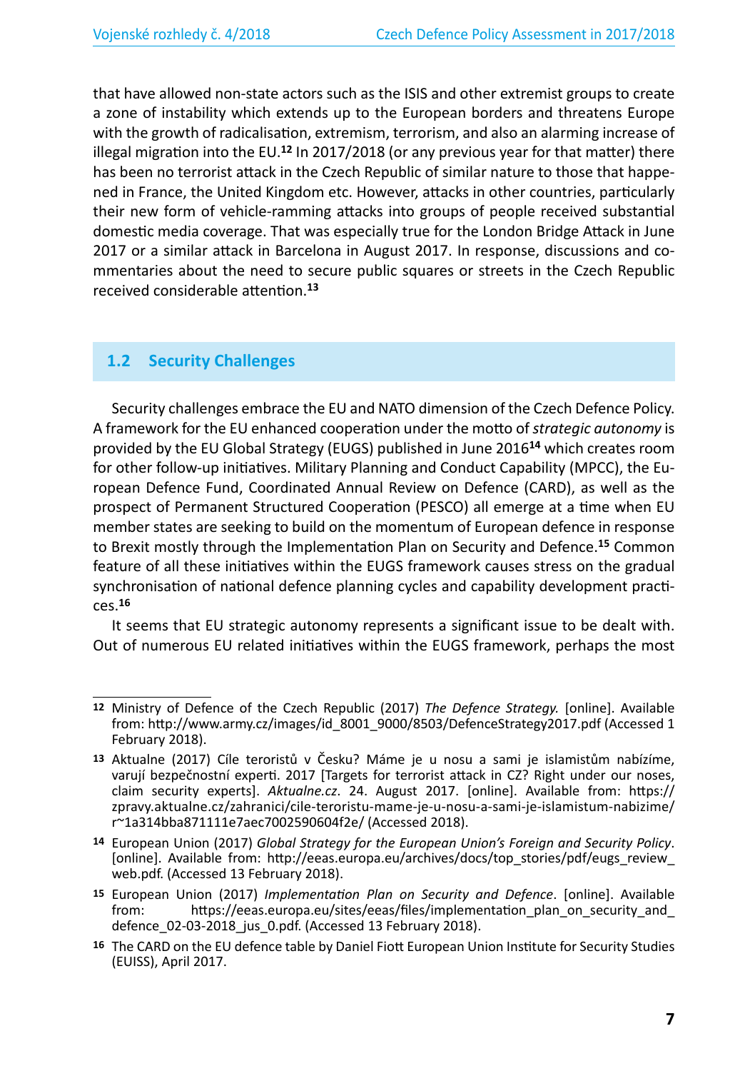that have allowed non-state actors such as the ISIS and other extremist groups to create a zone of instability which extends up to the European borders and threatens Europe with the growth of radicalisation, extremism, terrorism, and also an alarming increase of illegal migration into the EU.[12] In 2017/2018 (or any previous year for that matter) there has been no terrorist attack in the Czech Republic of similar nature to those that happened in France, the United Kingdom etc. However, attacks in other countries, particularly their new form of vehicle-ramming attacks into groups of people received substantial domestic media coverage. That was especially true for the London Bridge Attack in June 2017 or a similar attack in Barcelona in August 2017. In response, discussions and commentaries about the need to secure public squares or streets in the Czech Republic received considerable attention.[13]

## 1.2 Security Challenges

Security challenges embrace the EU and NATO dimension of the Czech Defence Policy. A framework for the EU enhanced cooperation under the motto of *strategic autonomy* is provided by the EU Global Strategy (EUGS) published in June 2016[14] which creates room for other follow-up initiatives. Military Planning and Conduct Capability (MPCC), the European Defence Fund, Coordinated Annual Review on Defence (CARD), as well as the prospect of Permanent Structured Cooperation (PESCO) all emerge at a time when EU member states are seeking to build on the momentum of European defence in response to Brexit mostly through the Implementation Plan on Security and Defence.[15] Common feature of all these initiatives within the EUGS framework causes stress on the gradual synchronisation of national defence planning cycles and capability development practices.[16]

It seems that EU strategic autonomy represents a significant issue to be dealt with. Out of numerous EU related initiatives within the EUGS framework, perhaps the most

---

**12** Ministry of Defence of the Czech Republic (2017) *The Defence Strategy.* [online]. Available from: http://www.army.cz/images/id_8001_9000/8503/DefenceStrategy2017.pdf (Accessed 1 February 2018).

**13** Aktualne (2017) Cíle teroristů v Česku? Máme je u nosu a sami je islamistům nabízíme, varují bezpečnostní experti. 2017 [Targets for terrorist attack in CZ? Right under our noses, claim security experts]. *Aktualne.cz*. 24. August 2017. [online]. Available from: https://zpravy.aktualne.cz/zahranici/cile-teroristu-mame-je-u-nosu-a-sami-je-islamistum-nabizime/r~1a314bba871111e7aec7002590604f2e/ (Accessed 2018).

**14** European Union (2017) *Global Strategy for the European Union's Foreign and Security Policy*. [online]. Available from: http://eeas.europa.eu/archives/docs/top_stories/pdf/eugs_review_web.pdf. (Accessed 13 February 2018).

**15** European Union (2017) *Implementation Plan on Security and Defence*. [online]. Available from: https://eeas.europa.eu/sites/eeas/files/implementation_plan_on_security_and_defence_02-03-2018_jus_0.pdf. (Accessed 13 February 2018).

**16** The CARD on the EU defence table by Daniel Fiott European Union Institute for Security Studies (EUISS), April 2017.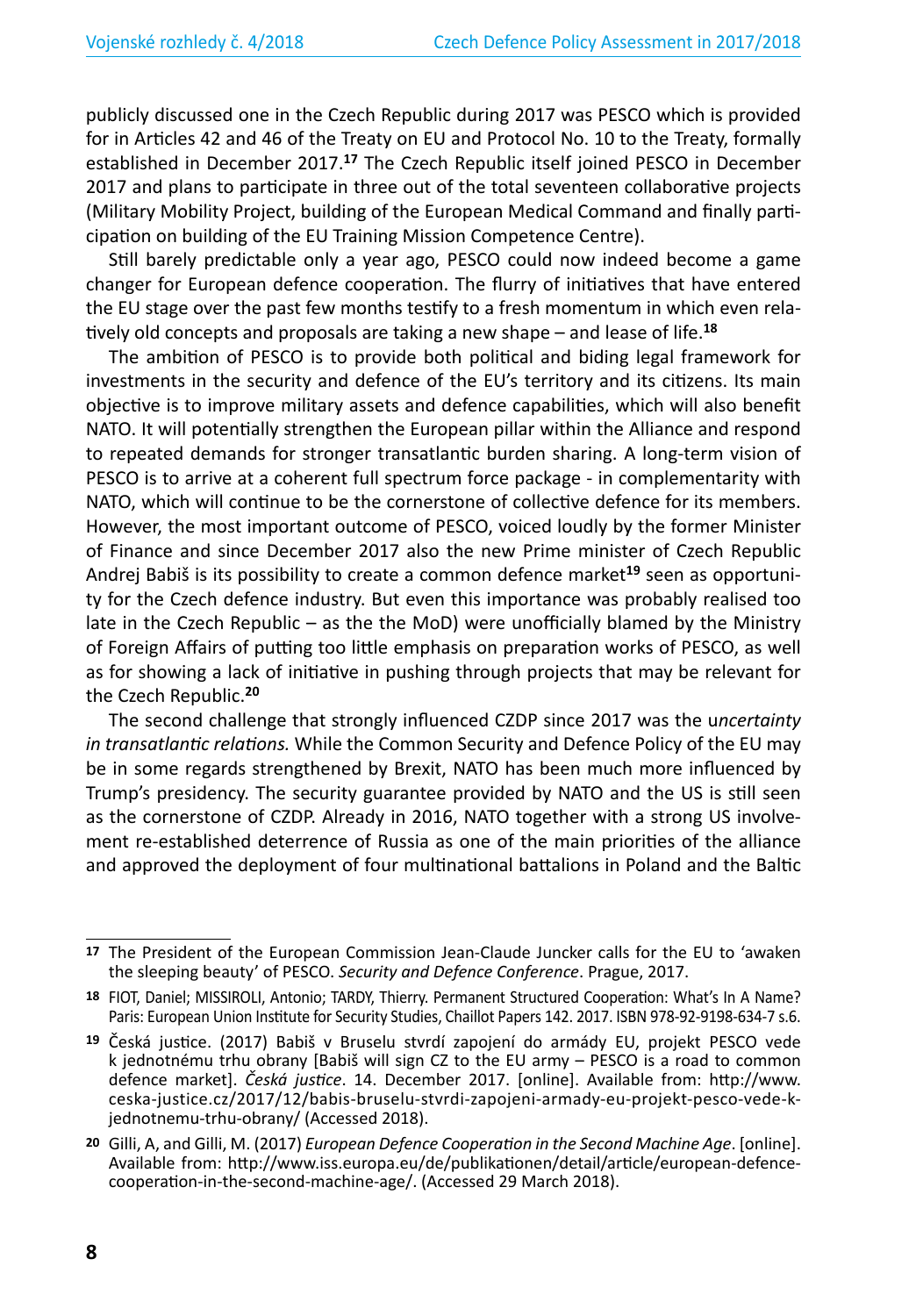publicly discussed one in the Czech Republic during 2017 was PESCO which is provided for in Articles 42 and 46 of the Treaty on EU and Protocol No. 10 to the Treaty, formally established in December 2017.[17] The Czech Republic itself joined PESCO in December 2017 and plans to participate in three out of the total seventeen collaborative projects (Military Mobility Project, building of the European Medical Command and finally participation on building of the EU Training Mission Competence Centre).

Still barely predictable only a year ago, PESCO could now indeed become a game changer for European defence cooperation. The flurry of initiatives that have entered the EU stage over the past few months testify to a fresh momentum in which even relatively old concepts and proposals are taking a new shape – and lease of life.[18]

The ambition of PESCO is to provide both political and biding legal framework for investments in the security and defence of the EU's territory and its citizens. Its main objective is to improve military assets and defence capabilities, which will also benefit NATO. It will potentially strengthen the European pillar within the Alliance and respond to repeated demands for stronger transatlantic burden sharing. A long-term vision of PESCO is to arrive at a coherent full spectrum force package - in complementarity with NATO, which will continue to be the cornerstone of collective defence for its members. However, the most important outcome of PESCO, voiced loudly by the former Minister of Finance and since December 2017 also the new Prime minister of Czech Republic Andrej Babiš is its possibility to create a common defence market[19] seen as opportunity for the Czech defence industry. But even this importance was probably realised too late in the Czech Republic – as the the MoD) were unofficially blamed by the Ministry of Foreign Affairs of putting too little emphasis on preparation works of PESCO, as well as for showing a lack of initiative in pushing through projects that may be relevant for the Czech Republic.[20]

The second challenge that strongly influenced CZDP since 2017 was the u*ncertainty in transatlantic relations.* While the Common Security and Defence Policy of the EU may be in some regards strengthened by Brexit, NATO has been much more influenced by Trump's presidency. The security guarantee provided by NATO and the US is still seen as the cornerstone of CZDP. Already in 2016, NATO together with a strong US involvement re-established deterrence of Russia as one of the main priorities of the alliance and approved the deployment of four multinational battalions in Poland and the Baltic

---

[17] The President of the European Commission Jean-Claude Juncker calls for the EU to 'awaken the sleeping beauty' of PESCO. *Security and Defence Conference*. Prague, 2017.

[18] FIOT, Daniel; MISSIROLI, Antonio; TARDY, Thierry. Permanent Structured Cooperation: What's In A Name? Paris: European Union Institute for Security Studies, Chaillot Papers 142. 2017. ISBN 978-92-9198-634-7 s.6.

[19] Česká justice. (2017) Babiš v Bruselu stvrdí zapojení do armády EU, projekt PESCO vede k jednotnému trhu obrany [Babiš will sign CZ to the EU army – PESCO is a road to common defence market]. *Česká justice*. 14. December 2017. [online]. Available from: http://www.ceska-justice.cz/2017/12/babis-bruselu-stvrdi-zapojeni-armady-eu-projekt-pesco-vede-k-jednotnemu-trhu-obrany/ (Accessed 2018).

[20] Gilli, A, and Gilli, M. (2017) *European Defence Cooperation in the Second Machine Age*. [online]. Available from: http://www.iss.europa.eu/de/publikationen/detail/article/european-defence-cooperation-in-the-second-machine-age/. (Accessed 29 March 2018).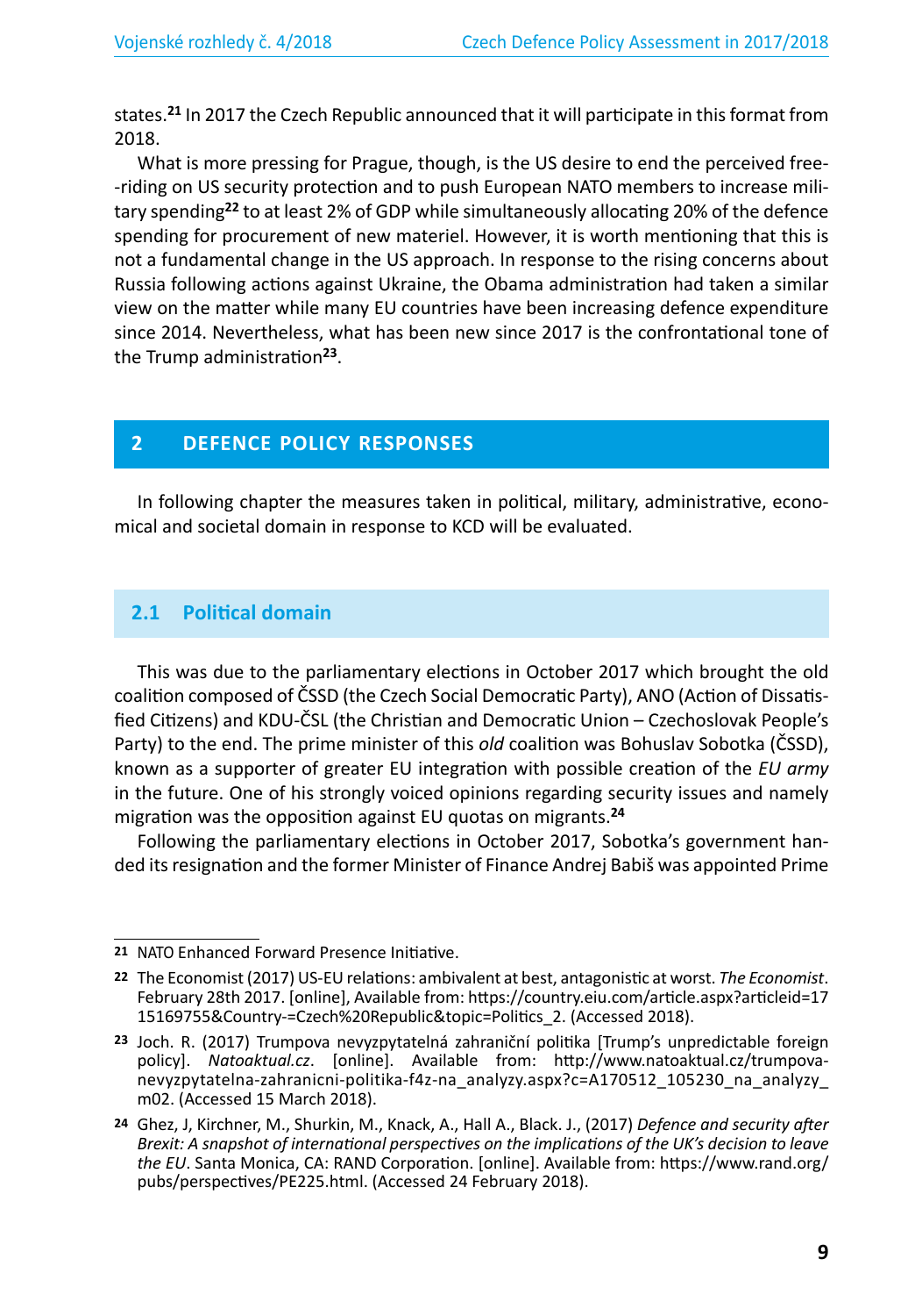states.[21] In 2017 the Czech Republic announced that it will participate in this format from 2018.

What is more pressing for Prague, though, is the US desire to end the perceived free-riding on US security protection and to push European NATO members to increase military spending[22] to at least 2% of GDP while simultaneously allocating 20% of the defence spending for procurement of new materiel. However, it is worth mentioning that this is not a fundamental change in the US approach. In response to the rising concerns about Russia following actions against Ukraine, the Obama administration had taken a similar view on the matter while many EU countries have been increasing defence expenditure since 2014. Nevertheless, what has been new since 2017 is the confrontational tone of the Trump administration[23].

# 2 DEFENCE POLICY RESPONSES

In following chapter the measures taken in political, military, administrative, economical and societal domain in response to KCD will be evaluated.

## 2.1 Political domain

This was due to the parliamentary elections in October 2017 which brought the old coalition composed of ČSSD (the Czech Social Democratic Party), ANO (Action of Dissatisfied Citizens) and KDU-ČSL (the Christian and Democratic Union – Czechoslovak People's Party) to the end. The prime minister of this *old* coalition was Bohuslav Sobotka (ČSSD), known as a supporter of greater EU integration with possible creation of the *EU army* in the future. One of his strongly voiced opinions regarding security issues and namely migration was the opposition against EU quotas on migrants.[24]

Following the parliamentary elections in October 2017, Sobotka's government handed its resignation and the former Minister of Finance Andrej Babiš was appointed Prime

---

[21] NATO Enhanced Forward Presence Initiative.

[22] The Economist (2017) US-EU relations: ambivalent at best, antagonistic at worst. *The Economist*. February 28th 2017. [online], Available from: https://country.eiu.com/article.aspx?articleid=1715169755&Country-=Czech%20Republic&topic=Politics_2. (Accessed 2018).

[23] Joch. R. (2017) Trumpova nevyzpytatelná zahraniční politika [Trump's unpredictable foreign policy]. *Natoaktual.cz*. [online]. Available from: http://www.natoaktual.cz/trumpova-nevyzpytatelna-zahranicni-politika-f4z-na_analyzy.aspx?c=A170512_105230_na_analyzy_m02. (Accessed 15 March 2018).

[24] Ghez, J, Kirchner, M., Shurkin, M., Knack, A., Hall A., Black. J., (2017) *Defence and security after Brexit: A snapshot of international perspectives on the implications of the UK's decision to leave the EU*. Santa Monica, CA: RAND Corporation. [online]. Available from: https://www.rand.org/pubs/perspectives/PE225.html. (Accessed 24 February 2018).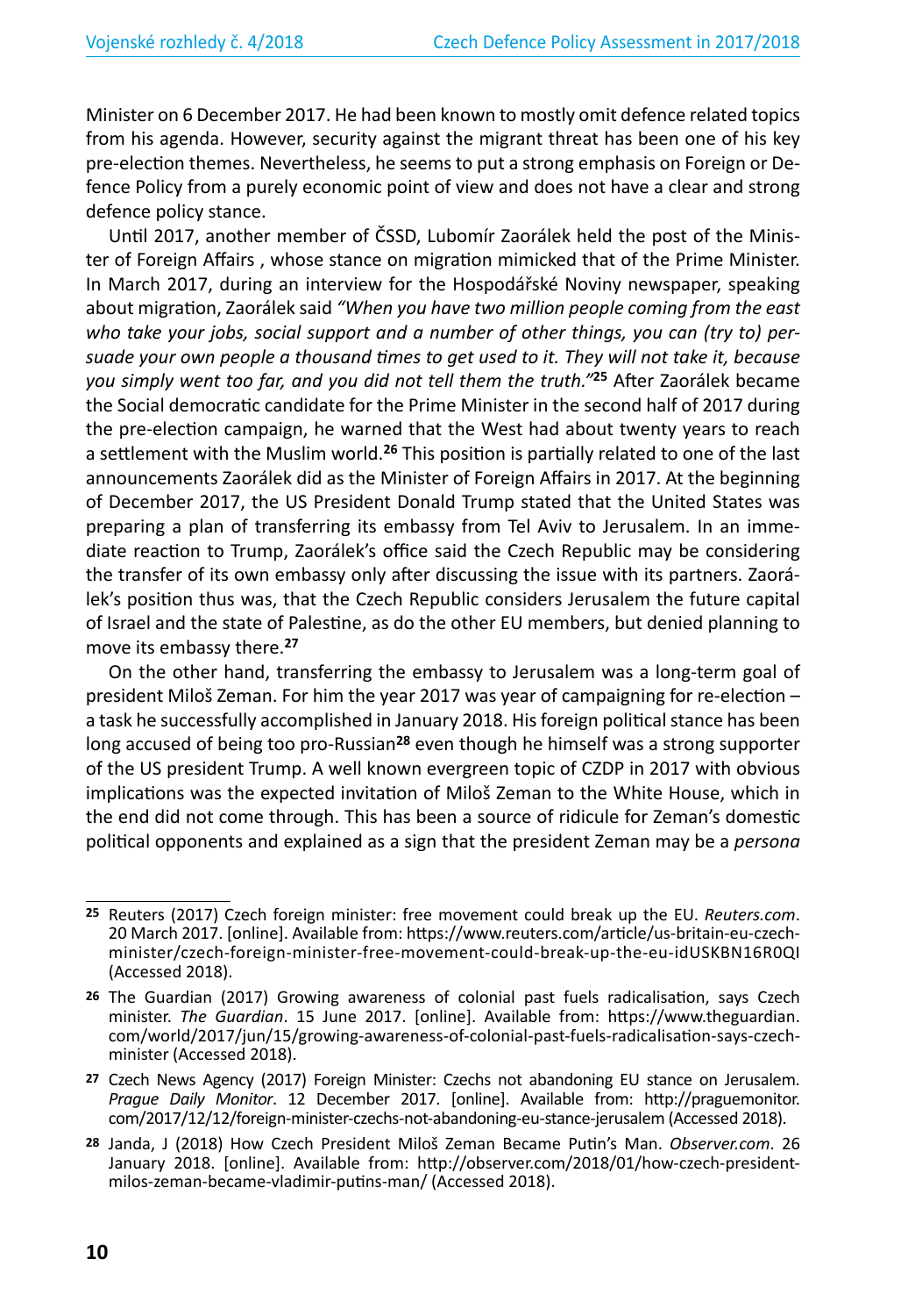Minister on 6 December 2017. He had been known to mostly omit defence related topics from his agenda. However, security against the migrant threat has been one of his key pre-election themes. Nevertheless, he seems to put a strong emphasis on Foreign or Defence Policy from a purely economic point of view and does not have a clear and strong defence policy stance.

Until 2017, another member of ČSSD, Lubomír Zaorálek held the post of the Minister of Foreign Affairs , whose stance on migration mimicked that of the Prime Minister. In March 2017, during an interview for the Hospodářské Noviny newspaper, speaking about migration, Zaorálek said *"When you have two million people coming from the east who take your jobs, social support and a number of other things, you can (try to) persuade your own people a thousand times to get used to it. They will not take it, because you simply went too far, and you did not tell them the truth."*[25] After Zaorálek became the Social democratic candidate for the Prime Minister in the second half of 2017 during the pre-election campaign, he warned that the West had about twenty years to reach a settlement with the Muslim world.[26] This position is partially related to one of the last announcements Zaorálek did as the Minister of Foreign Affairs in 2017. At the beginning of December 2017, the US President Donald Trump stated that the United States was preparing a plan of transferring its embassy from Tel Aviv to Jerusalem. In an immediate reaction to Trump, Zaorálek's office said the Czech Republic may be considering the transfer of its own embassy only after discussing the issue with its partners. Zaorálek's position thus was, that the Czech Republic considers Jerusalem the future capital of Israel and the state of Palestine, as do the other EU members, but denied planning to move its embassy there.[27]

On the other hand, transferring the embassy to Jerusalem was a long-term goal of president Miloš Zeman. For him the year 2017 was year of campaigning for re-election – a task he successfully accomplished in January 2018. His foreign political stance has been long accused of being too pro-Russian[28] even though he himself was a strong supporter of the US president Trump. A well known evergreen topic of CZDP in 2017 with obvious implications was the expected invitation of Miloš Zeman to the White House, which in the end did not come through. This has been a source of ridicule for Zeman's domestic political opponents and explained as a sign that the president Zeman may be a *persona*

---

[25] Reuters (2017) Czech foreign minister: free movement could break up the EU. *Reuters.com*. 20 March 2017. [online]. Available from: https://www.reuters.com/article/us-britain-eu-czech-minister/czech-foreign-minister-free-movement-could-break-up-the-eu-idUSKBN16R0QI (Accessed 2018).

[26] The Guardian (2017) Growing awareness of colonial past fuels radicalisation, says Czech minister. *The Guardian*. 15 June 2017. [online]. Available from: https://www.theguardian.com/world/2017/jun/15/growing-awareness-of-colonial-past-fuels-radicalisation-says-czech-minister (Accessed 2018).

[27] Czech News Agency (2017) Foreign Minister: Czechs not abandoning EU stance on Jerusalem. *Prague Daily Monitor*. 12 December 2017. [online]. Available from: http://praguemonitor.com/2017/12/12/foreign-minister-czechs-not-abandoning-eu-stance-jerusalem (Accessed 2018).

[28] Janda, J (2018) How Czech President Miloš Zeman Became Putin's Man. *Observer.com*. 26 January 2018. [online]. Available from: http://observer.com/2018/01/how-czech-president-milos-zeman-became-vladimir-putins-man/ (Accessed 2018).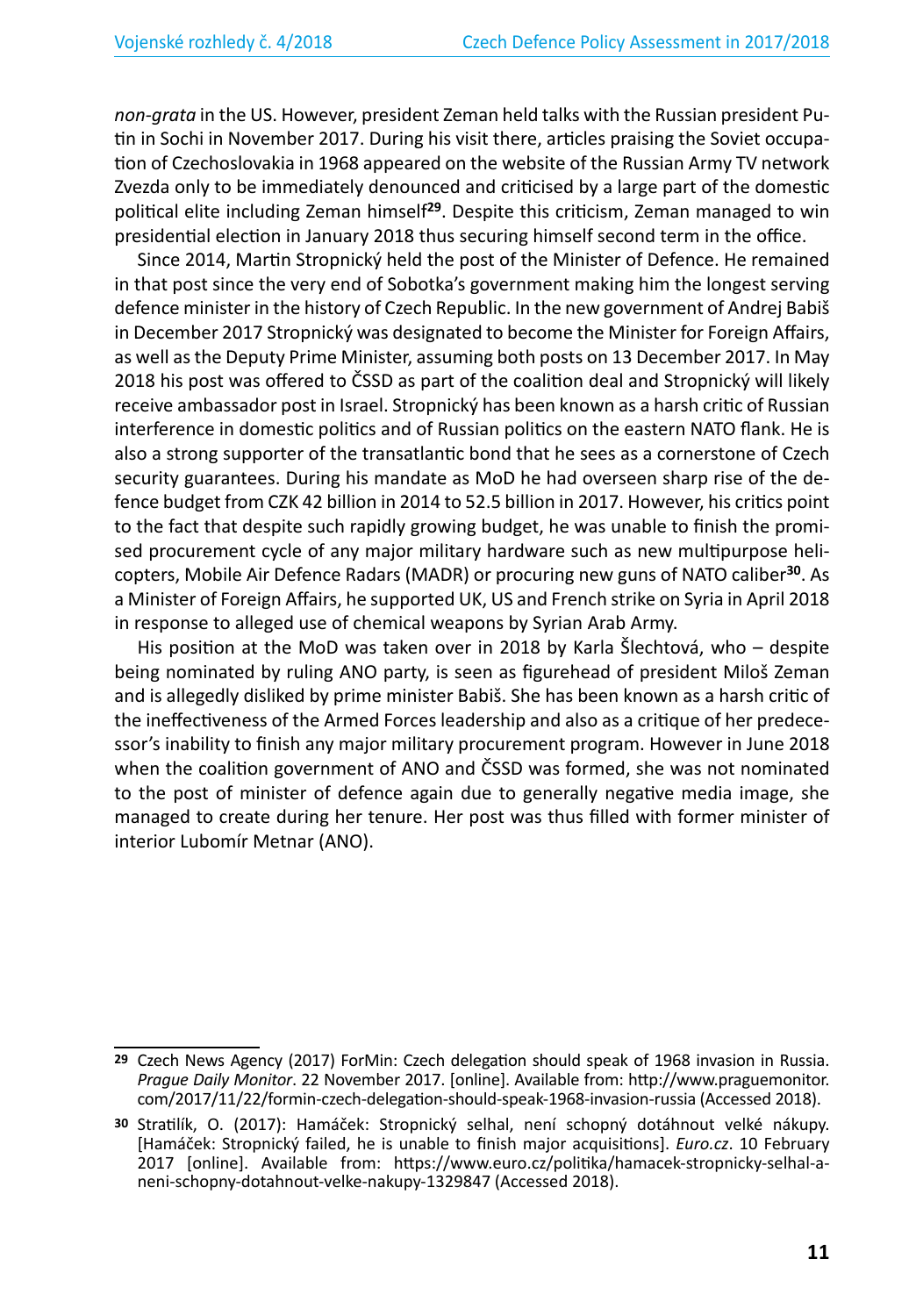*non-grata* in the US. However, president Zeman held talks with the Russian president Putin in Sochi in November 2017. During his visit there, articles praising the Soviet occupation of Czechoslovakia in 1968 appeared on the website of the Russian Army TV network Zvezda only to be immediately denounced and criticised by a large part of the domestic political elite including Zeman himself[29]. Despite this criticism, Zeman managed to win presidential election in January 2018 thus securing himself second term in the office.

Since 2014, Martin Stropnický held the post of the Minister of Defence. He remained in that post since the very end of Sobotka's government making him the longest serving defence minister in the history of Czech Republic. In the new government of Andrej Babiš in December 2017 Stropnický was designated to become the Minister for Foreign Affairs, as well as the Deputy Prime Minister, assuming both posts on 13 December 2017. In May 2018 his post was offered to ČSSD as part of the coalition deal and Stropnický will likely receive ambassador post in Israel. Stropnický has been known as a harsh critic of Russian interference in domestic politics and of Russian politics on the eastern NATO flank. He is also a strong supporter of the transatlantic bond that he sees as a cornerstone of Czech security guarantees. During his mandate as MoD he had overseen sharp rise of the defence budget from CZK 42 billion in 2014 to 52.5 billion in 2017. However, his critics point to the fact that despite such rapidly growing budget, he was unable to finish the promised procurement cycle of any major military hardware such as new multipurpose helicopters, Mobile Air Defence Radars (MADR) or procuring new guns of NATO caliber[30]. As a Minister of Foreign Affairs, he supported UK, US and French strike on Syria in April 2018 in response to alleged use of chemical weapons by Syrian Arab Army.

His position at the MoD was taken over in 2018 by Karla Šlechtová, who – despite being nominated by ruling ANO party, is seen as figurehead of president Miloš Zeman and is allegedly disliked by prime minister Babiš. She has been known as a harsh critic of the ineffectiveness of the Armed Forces leadership and also as a critique of her predecessor's inability to finish any major military procurement program. However in June 2018 when the coalition government of ANO and ČSSD was formed, she was not nominated to the post of minister of defence again due to generally negative media image, she managed to create during her tenure. Her post was thus filled with former minister of interior Lubomír Metnar (ANO).

---

[29] Czech News Agency (2017) ForMin: Czech delegation should speak of 1968 invasion in Russia. *Prague Daily Monitor*. 22 November 2017. [online]. Available from: http://www.praguemonitor.com/2017/11/22/formin-czech-delegation-should-speak-of-1968-invasion-russia (Accessed 2018).

[30] Stratilík, O. (2017): Hamáček: Stropnický selhal, není schopný dotáhnout velké nákupy. [Hamáček: Stropnický failed, he is unable to finish major acquisitions]. *Euro.cz*. 10 February 2017 [online]. Available from: https://www.euro.cz/politika/hamacek-stropnicky-selhal-a-neni-schopny-dotahnout-velke-nakupy-1329847 (Accessed 2018).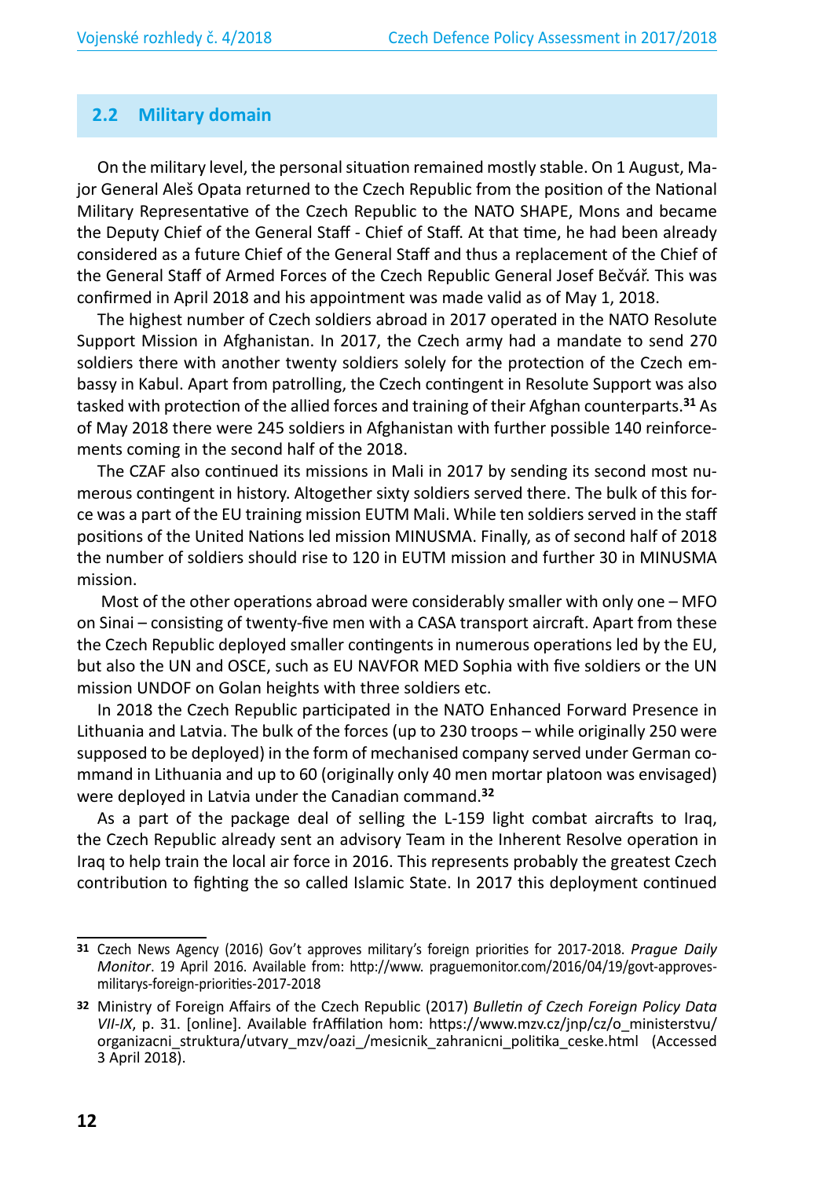## 2.2 Military domain

On the military level, the personal situation remained mostly stable. On 1 August, Major General Aleš Opata returned to the Czech Republic from the position of the National Military Representative of the Czech Republic to the NATO SHAPE, Mons and became the Deputy Chief of the General Staff - Chief of Staff. At that time, he had been already considered as a future Chief of the General Staff and thus a replacement of the Chief of the General Staff of Armed Forces of the Czech Republic General Josef Bečvář. This was confirmed in April 2018 and his appointment was made valid as of May 1, 2018.

The highest number of Czech soldiers abroad in 2017 operated in the NATO Resolute Support Mission in Afghanistan. In 2017, the Czech army had a mandate to send 270 soldiers there with another twenty soldiers solely for the protection of the Czech embassy in Kabul. Apart from patrolling, the Czech contingent in Resolute Support was also tasked with protection of the allied forces and training of their Afghan counterparts.[31] As of May 2018 there were 245 soldiers in Afghanistan with further possible 140 reinforcements coming in the second half of the 2018.

The CZAF also continued its missions in Mali in 2017 by sending its second most numerous contingent in history. Altogether sixty soldiers served there. The bulk of this force was a part of the EU training mission EUTM Mali. While ten soldiers served in the staff positions of the United Nations led mission MINUSMA. Finally, as of second half of 2018 the number of soldiers should rise to 120 in EUTM mission and further 30 in MINUSMA mission.

Most of the other operations abroad were considerably smaller with only one – MFO on Sinai – consisting of twenty-five men with a CASA transport aircraft. Apart from these the Czech Republic deployed smaller contingents in numerous operations led by the EU, but also the UN and OSCE, such as EU NAVFOR MED Sophia with five soldiers or the UN mission UNDOF on Golan heights with three soldiers etc.

In 2018 the Czech Republic participated in the NATO Enhanced Forward Presence in Lithuania and Latvia. The bulk of the forces (up to 230 troops – while originally 250 were supposed to be deployed) in the form of mechanised company served under German command in Lithuania and up to 60 (originally only 40 men mortar platoon was envisaged) were deployed in Latvia under the Canadian command.[32]

As a part of the package deal of selling the L-159 light combat aircrafts to Iraq, the Czech Republic already sent an advisory Team in the Inherent Resolve operation in Iraq to help train the local air force in 2016. This represents probably the greatest Czech contribution to fighting the so called Islamic State. In 2017 this deployment continued

---

31 Czech News Agency (2016) Gov't approves military's foreign priorities for 2017-2018. *Prague Daily Monitor*. 19 April 2016. Available from: http://www. praguemonitor.com/2016/04/19/govt-approves-militarys-foreign-priorities-2017-2018

32 Ministry of Foreign Affairs of the Czech Republic (2017) *Bulletin of Czech Foreign Policy Data VII-IX*, p. 31. [online]. Available frAffilation hom: https://www.mzv.cz/jnp/cz/o_ministerstvu/organizacni_struktura/utvary_mzv/oazi_/mesicnik_zahranicni_politika_ceske.html (Accessed 3 April 2018).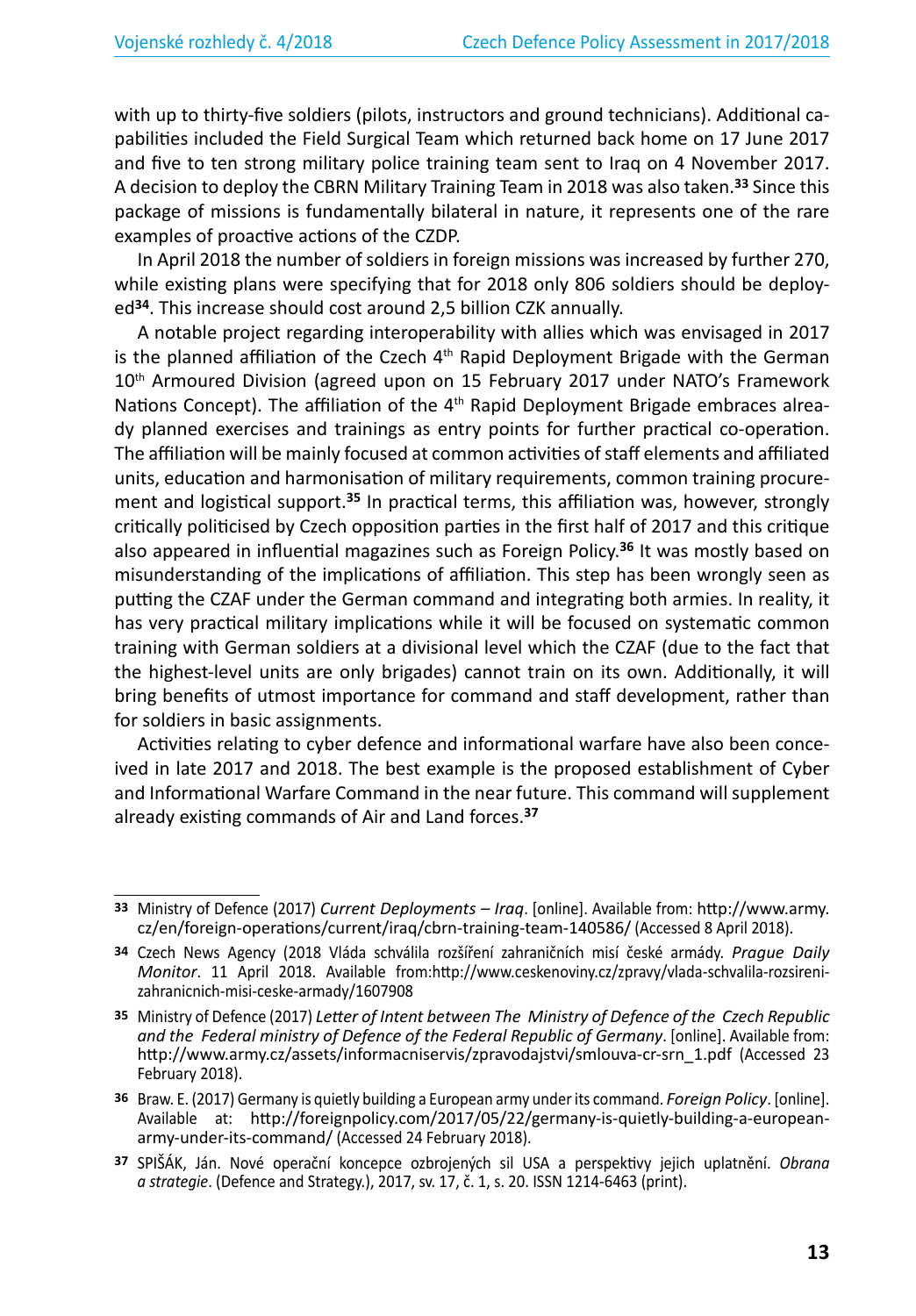with up to thirty-five soldiers (pilots, instructors and ground technicians). Additional capabilities included the Field Surgical Team which returned back home on 17 June 2017 and five to ten strong military police training team sent to Iraq on 4 November 2017. A decision to deploy the CBRN Military Training Team in 2018 was also taken.[33] Since this package of missions is fundamentally bilateral in nature, it represents one of the rare examples of proactive actions of the CZDP.

In April 2018 the number of soldiers in foreign missions was increased by further 270, while existing plans were specifying that for 2018 only 806 soldiers should be deployed[34]. This increase should cost around 2,5 billion CZK annually.

A notable project regarding interoperability with allies which was envisaged in 2017 is the planned affiliation of the Czech 4th Rapid Deployment Brigade with the German 10th Armoured Division (agreed upon on 15 February 2017 under NATO's Framework Nations Concept). The affiliation of the 4th Rapid Deployment Brigade embraces already planned exercises and trainings as entry points for further practical co-operation. The affiliation will be mainly focused at common activities of staff elements and affiliated units, education and harmonisation of military requirements, common training procurement and logistical support.[35] In practical terms, this affiliation was, however, strongly critically politicised by Czech opposition parties in the first half of 2017 and this critique also appeared in influential magazines such as Foreign Policy.[36] It was mostly based on misunderstanding of the implications of affiliation. This step has been wrongly seen as putting the CZAF under the German command and integrating both armies. In reality, it has very practical military implications while it will be focused on systematic common training with German soldiers at a divisional level which the CZAF (due to the fact that the highest-level units are only brigades) cannot train on its own. Additionally, it will bring benefits of utmost importance for command and staff development, rather than for soldiers in basic assignments.

Activities relating to cyber defence and informational warfare have also been conceived in late 2017 and 2018. The best example is the proposed establishment of Cyber and Informational Warfare Command in the near future. This command will supplement already existing commands of Air and Land forces.[37]

---

[33] Ministry of Defence (2017) *Current Deployments – Iraq*. [online]. Available from: http://www.army.cz/en/foreign-operations/current/iraq/cbrn-training-team-140586/ (Accessed 8 April 2018).

[34] Czech News Agency (2018 Vláda schválila rozšíření zahraničních misí české armády. *Prague Daily Monitor*. 11 April 2018. Available from:http://www.ceskenoviny.cz/zpravy/vlada-schvalila-rozsireni-zahranicnich-misi-ceske-armady/1607908

[35] Ministry of Defence (2017) *Letter of Intent between The Ministry of Defence of the Czech Republic and the Federal ministry of Defence of the Federal Republic of Germany*. [online]. Available from: http://www.army.cz/assets/informacniservis/zpravodajstvi/smlouva-cr-srn_1.pdf (Accessed 23 February 2018).

[36] Braw. E. (2017) Germany is quietly building a European army under its command. *Foreign Policy*. [online]. Available at: http://foreignpolicy.com/2017/05/22/germany-is-quietly-building-a-european-army-under-its-command/ (Accessed 24 February 2018).

[37] SPIŠÁK, Ján. Nové operační koncepce ozbrojených sil USA a perspektivy jejich uplatnění. *Obrana a strategie*. (Defence and Strategy.), 2017, sv. 17, č. 1, s. 20. ISSN 1214-6463 (print).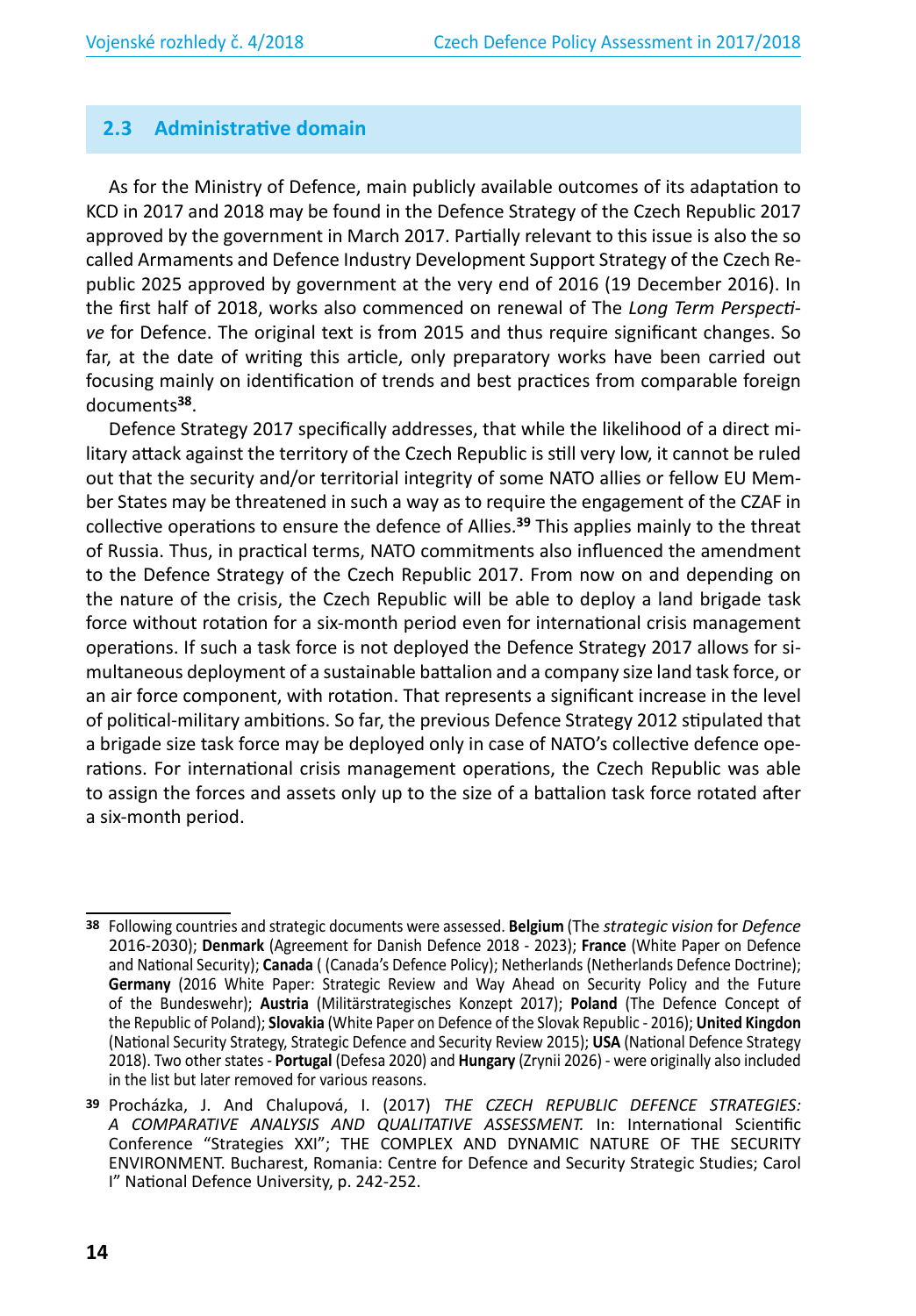## 2.3 Administrative domain

As for the Ministry of Defence, main publicly available outcomes of its adaptation to KCD in 2017 and 2018 may be found in the Defence Strategy of the Czech Republic 2017 approved by the government in March 2017. Partially relevant to this issue is also the so called Armaments and Defence Industry Development Support Strategy of the Czech Republic 2025 approved by government at the very end of 2016 (19 December 2016). In the first half of 2018, works also commenced on renewal of The *Long Term Perspective* for Defence. The original text is from 2015 and thus require significant changes. So far, at the date of writing this article, only preparatory works have been carried out focusing mainly on identification of trends and best practices from comparable foreign documents[38].

Defence Strategy 2017 specifically addresses, that while the likelihood of a direct military attack against the territory of the Czech Republic is still very low, it cannot be ruled out that the security and/or territorial integrity of some NATO allies or fellow EU Member States may be threatened in such a way as to require the engagement of the CZAF in collective operations to ensure the defence of Allies.[39] This applies mainly to the threat of Russia. Thus, in practical terms, NATO commitments also influenced the amendment to the Defence Strategy of the Czech Republic 2017. From now on and depending on the nature of the crisis, the Czech Republic will be able to deploy a land brigade task force without rotation for a six-month period even for international crisis management operations. If such a task force is not deployed the Defence Strategy 2017 allows for simultaneous deployment of a sustainable battalion and a company size land task force, or an air force component, with rotation. That represents a significant increase in the level of political-military ambitions. So far, the previous Defence Strategy 2012 stipulated that a brigade size task force may be deployed only in case of NATO's collective defence operations. For international crisis management operations, the Czech Republic was able to assign the forces and assets only up to the size of a battalion task force rotated after a six-month period.

---

[38] Following countries and strategic documents were assessed. **Belgium** (The *strategic vision* for *Defence* 2016-2030); **Denmark** (Agreement for Danish Defence 2018 - 2023); **France** (White Paper on Defence and National Security); **Canada** ( (Canada's Defence Policy); Netherlands (Netherlands Defence Doctrine); **Germany** (2016 White Paper: Strategic Review and Way Ahead on Security Policy and the Future of the Bundeswehr); **Austria** (Militärstrategisches Konzept 2017); **Poland** (The Defence Concept of the Republic of Poland); **Slovakia** (White Paper on Defence of the Slovak Republic - 2016); **United Kingdon** (National Security Strategy, Strategic Defence and Security Review 2015); **USA** (National Defence Strategy 2018). Two other states - **Portugal** (Defesa 2020) and **Hungary** (Zrynii 2026) - were originally also included in the list but later removed for various reasons.

[39] Procházka, J. And Chalupová, I. (2017) *THE CZECH REPUBLIC DEFENCE STRATEGIES: A COMPARATIVE ANALYSIS AND QUALITATIVE ASSESSMENT.* In: International Scientific Conference "Strategies XXI"; THE COMPLEX AND DYNAMIC NATURE OF THE SECURITY ENVIRONMENT. Bucharest, Romania: Centre for Defence and Security Strategic Studies; Carol I" National Defence University, p. 242-252.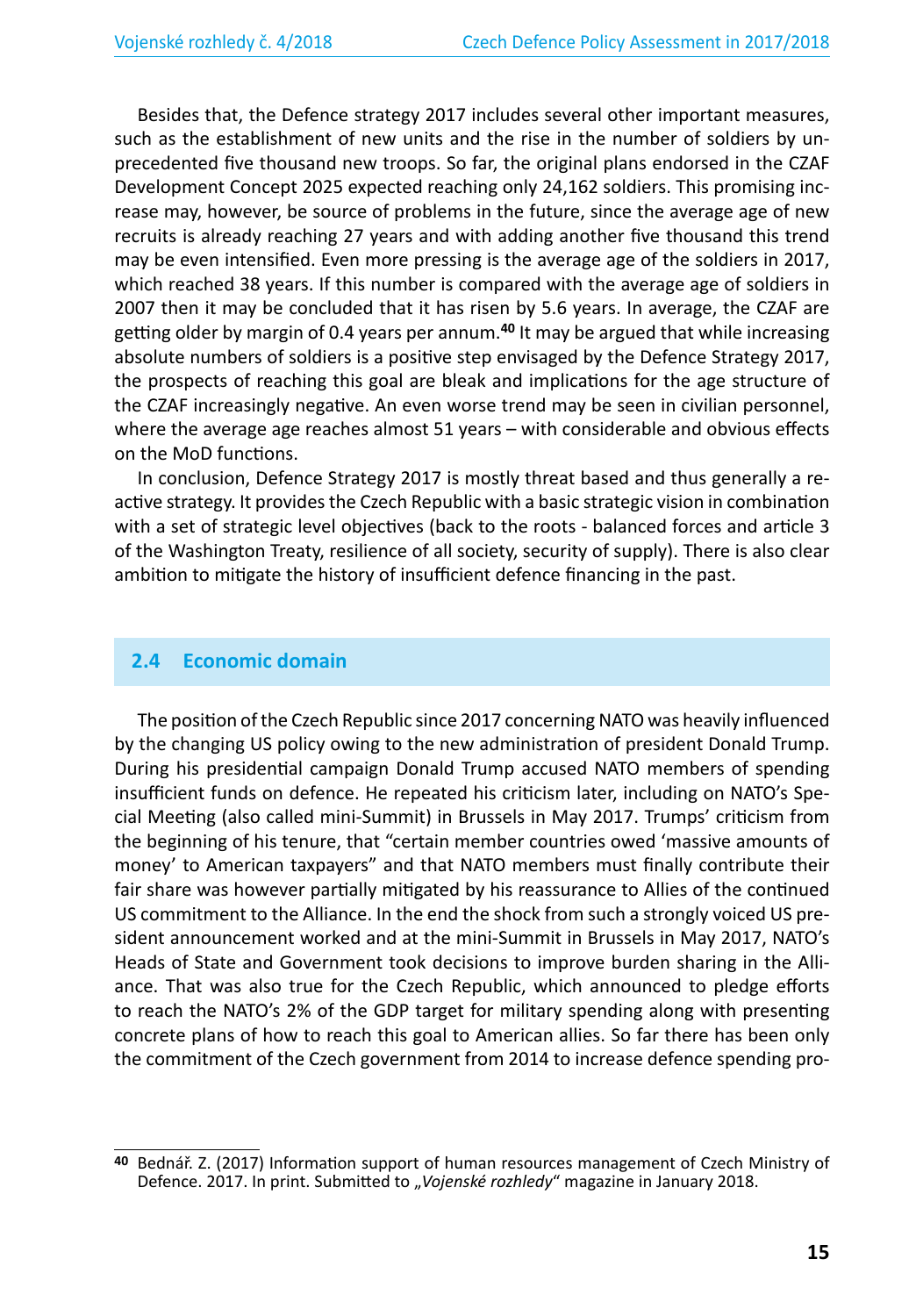Besides that, the Defence strategy 2017 includes several other important measures, such as the establishment of new units and the rise in the number of soldiers by unprecedented five thousand new troops. So far, the original plans endorsed in the CZAF Development Concept 2025 expected reaching only 24,162 soldiers. This promising increase may, however, be source of problems in the future, since the average age of new recruits is already reaching 27 years and with adding another five thousand this trend may be even intensified. Even more pressing is the average age of the soldiers in 2017, which reached 38 years. If this number is compared with the average age of soldiers in 2007 then it may be concluded that it has risen by 5.6 years. In average, the CZAF are getting older by margin of 0.4 years per annum.[40] It may be argued that while increasing absolute numbers of soldiers is a positive step envisaged by the Defence Strategy 2017, the prospects of reaching this goal are bleak and implications for the age structure of the CZAF increasingly negative. An even worse trend may be seen in civilian personnel, where the average age reaches almost 51 years – with considerable and obvious effects on the MoD functions.

In conclusion, Defence Strategy 2017 is mostly threat based and thus generally a reactive strategy. It provides the Czech Republic with a basic strategic vision in combination with a set of strategic level objectives (back to the roots - balanced forces and article 3 of the Washington Treaty, resilience of all society, security of supply). There is also clear ambition to mitigate the history of insufficient defence financing in the past.

## 2.4 Economic domain

The position of the Czech Republic since 2017 concerning NATO was heavily influenced by the changing US policy owing to the new administration of president Donald Trump. During his presidential campaign Donald Trump accused NATO members of spending insufficient funds on defence. He repeated his criticism later, including on NATO's Special Meeting (also called mini-Summit) in Brussels in May 2017. Trumps' criticism from the beginning of his tenure, that "certain member countries owed 'massive amounts of money' to American taxpayers" and that NATO members must finally contribute their fair share was however partially mitigated by his reassurance to Allies of the continued US commitment to the Alliance. In the end the shock from such a strongly voiced US president announcement worked and at the mini-Summit in Brussels in May 2017, NATO's Heads of State and Government took decisions to improve burden sharing in the Alliance. That was also true for the Czech Republic, which announced to pledge efforts to reach the NATO's 2% of the GDP target for military spending along with presenting concrete plans of how to reach this goal to American allies. So far there has been only the commitment of the Czech government from 2014 to increase defence spending pro-

---

[40] Bednář. Z. (2017) Information support of human resources management of Czech Ministry of Defence. 2017. In print. Submitted to „*Vojenské rozhledy*" magazine in January 2018.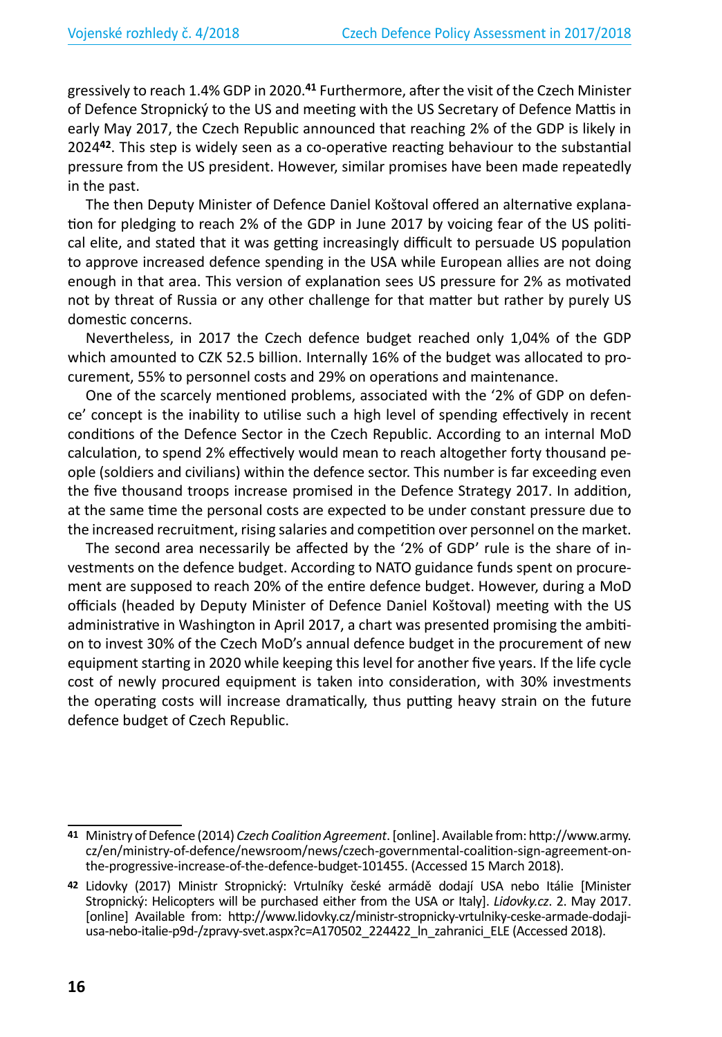gressively to reach 1.4% GDP in 2020.[41] Furthermore, after the visit of the Czech Minister of Defence Stropnický to the US and meeting with the US Secretary of Defence Mattis in early May 2017, the Czech Republic announced that reaching 2% of the GDP is likely in 2024[42]. This step is widely seen as a co-operative reacting behaviour to the substantial pressure from the US president. However, similar promises have been made repeatedly in the past.

The then Deputy Minister of Defence Daniel Koštoval offered an alternative explanation for pledging to reach 2% of the GDP in June 2017 by voicing fear of the US political elite, and stated that it was getting increasingly difficult to persuade US population to approve increased defence spending in the USA while European allies are not doing enough in that area. This version of explanation sees US pressure for 2% as motivated not by threat of Russia or any other challenge for that matter but rather by purely US domestic concerns.

Nevertheless, in 2017 the Czech defence budget reached only 1,04% of the GDP which amounted to CZK 52.5 billion. Internally 16% of the budget was allocated to procurement, 55% to personnel costs and 29% on operations and maintenance.

One of the scarcely mentioned problems, associated with the '2% of GDP on defence' concept is the inability to utilise such a high level of spending effectively in recent conditions of the Defence Sector in the Czech Republic. According to an internal MoD calculation, to spend 2% effectively would mean to reach altogether forty thousand people (soldiers and civilians) within the defence sector. This number is far exceeding even the five thousand troops increase promised in the Defence Strategy 2017. In addition, at the same time the personal costs are expected to be under constant pressure due to the increased recruitment, rising salaries and competition over personnel on the market.

The second area necessarily be affected by the '2% of GDP' rule is the share of investments on the defence budget. According to NATO guidance funds spent on procurement are supposed to reach 20% of the entire defence budget. However, during a MoD officials (headed by Deputy Minister of Defence Daniel Koštoval) meeting with the US administrative in Washington in April 2017, a chart was presented promising the ambition to invest 30% of the Czech MoD's annual defence budget in the procurement of new equipment starting in 2020 while keeping this level for another five years. If the life cycle cost of newly procured equipment is taken into consideration, with 30% investments the operating costs will increase dramatically, thus putting heavy strain on the future defence budget of Czech Republic.

---

[41] Ministry of Defence (2014) *Czech Coalition Agreement*. [online]. Available from: http://www.army.cz/en/ministry-of-defence/newsroom/news/czech-governmental-coalition-sign-agreement-on-the-progressive-increase-of-the-defence-budget-101455. (Accessed 15 March 2018).

[42] Lidovky (2017) Ministr Stropnický: Vrtulníky české armádě dodají USA nebo Itálie [Minister Stropnický: Helicopters will be purchased either from the USA or Italy]. *Lidovky.cz*. 2. May 2017. [online] Available from: http://www.lidovky.cz/ministr-stropnicky-vrtulniky-ceske-armade-dodaji-usa-nebo-italie-p9d-/zpravy-svet.aspx?c=A170502_224422_ln_zahranici_ELE (Accessed 2018).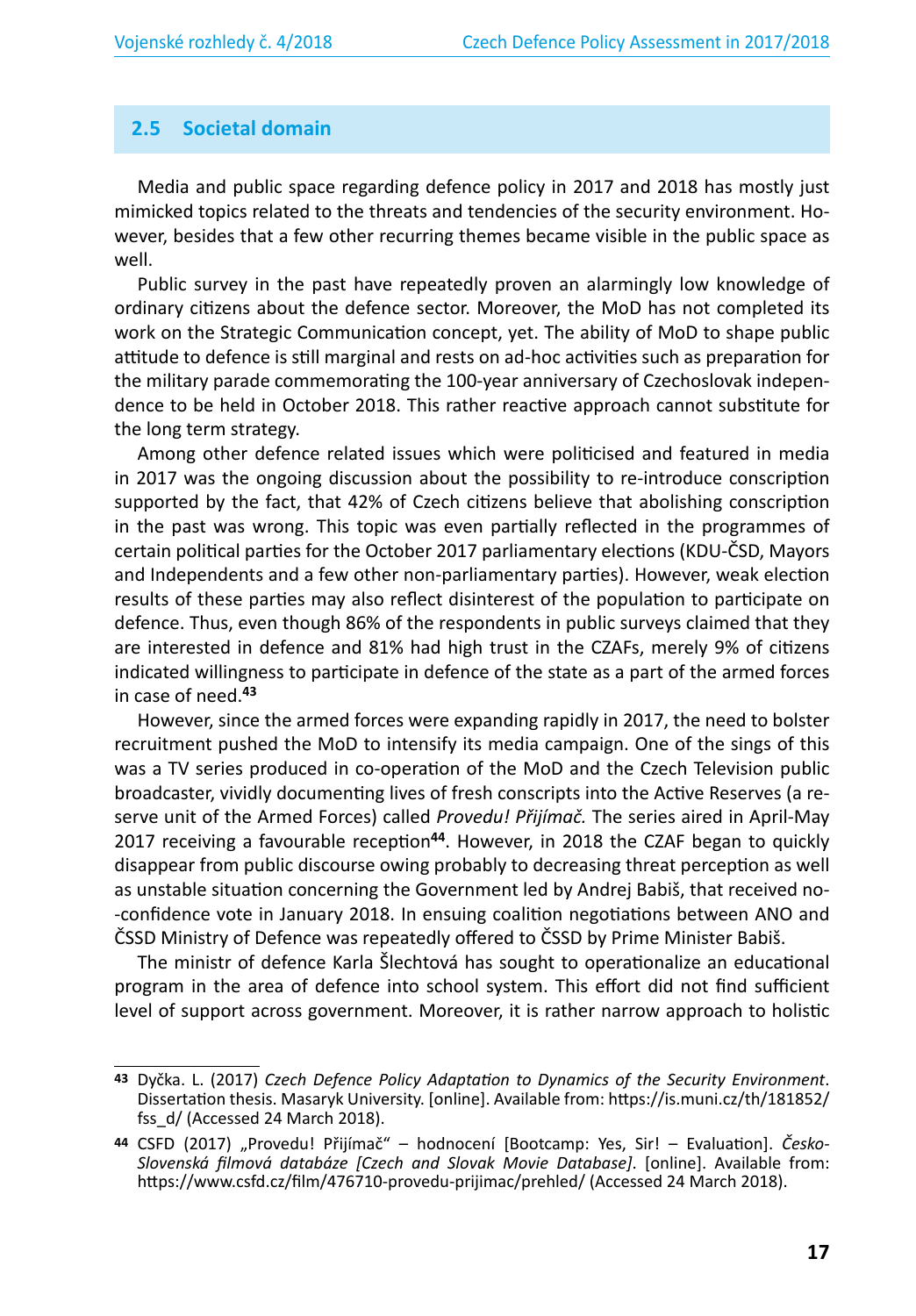## 2.5 Societal domain

Media and public space regarding defence policy in 2017 and 2018 has mostly just mimicked topics related to the threats and tendencies of the security environment. However, besides that a few other recurring themes became visible in the public space as well.

Public survey in the past have repeatedly proven an alarmingly low knowledge of ordinary citizens about the defence sector. Moreover, the MoD has not completed its work on the Strategic Communication concept, yet. The ability of MoD to shape public attitude to defence is still marginal and rests on ad-hoc activities such as preparation for the military parade commemorating the 100-year anniversary of Czechoslovak independence to be held in October 2018. This rather reactive approach cannot substitute for the long term strategy.

Among other defence related issues which were politicised and featured in media in 2017 was the ongoing discussion about the possibility to re-introduce conscription supported by the fact, that 42% of Czech citizens believe that abolishing conscription in the past was wrong. This topic was even partially reflected in the programmes of certain political parties for the October 2017 parliamentary elections (KDU-ČSD, Mayors and Independents and a few other non-parliamentary parties). However, weak election results of these parties may also reflect disinterest of the population to participate on defence. Thus, even though 86% of the respondents in public surveys claimed that they are interested in defence and 81% had high trust in the CZAFs, merely 9% of citizens indicated willingness to participate in defence of the state as a part of the armed forces in case of need.[43]

However, since the armed forces were expanding rapidly in 2017, the need to bolster recruitment pushed the MoD to intensify its media campaign. One of the sings of this was a TV series produced in co-operation of the MoD and the Czech Television public broadcaster, vividly documenting lives of fresh conscripts into the Active Reserves (a reserve unit of the Armed Forces) called *Provedu! Přijímač.* The series aired in April-May 2017 receiving a favourable reception[44]. However, in 2018 the CZAF began to quickly disappear from public discourse owing probably to decreasing threat perception as well as unstable situation concerning the Government led by Andrej Babiš, that received no-confidence vote in January 2018. In ensuing coalition negotiations between ANO and ČSSD Ministry of Defence was repeatedly offered to ČSSD by Prime Minister Babiš.

The ministr of defence Karla Šlechtová has sought to operationalize an educational program in the area of defence into school system. This effort did not find sufficient level of support across government. Moreover, it is rather narrow approach to holistic

---

[43] Dyčka. L. (2017) *Czech Defence Policy Adaptation to Dynamics of the Security Environment*. Dissertation thesis. Masaryk University. [online]. Available from: https://is.muni.cz/th/181852/fss_d/ (Accessed 24 March 2018).

[44] CSFD (2017) „Provedu! Přijímač" – hodnocení [Bootcamp: Yes, Sir! – Evaluation]. *Česko-Slovenská filmová databáze [Czech and Slovak Movie Database]*. [online]. Available from: https://www.csfd.cz/film/476710-provedu-prijimac/prehled/ (Accessed 24 March 2018).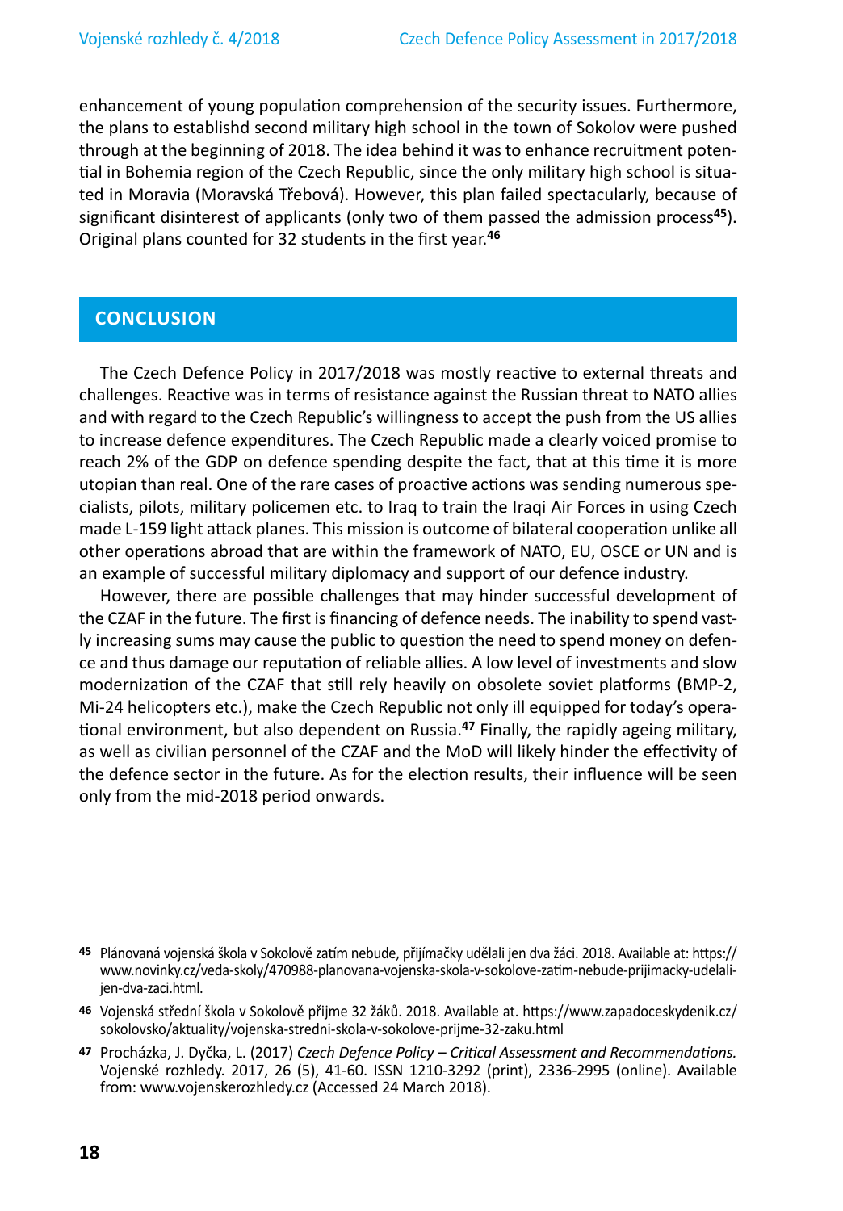enhancement of young population comprehension of the security issues. Furthermore, the plans to establishd second military high school in the town of Sokolov were pushed through at the beginning of 2018. The idea behind it was to enhance recruitment potential in Bohemia region of the Czech Republic, since the only military high school is situated in Moravia (Moravská Třebová). However, this plan failed spectacularly, because of significant disinterest of applicants (only two of them passed the admission process[45]). Original plans counted for 32 students in the first year.[46]

## CONCLUSION

The Czech Defence Policy in 2017/2018 was mostly reactive to external threats and challenges. Reactive was in terms of resistance against the Russian threat to NATO allies and with regard to the Czech Republic's willingness to accept the push from the US allies to increase defence expenditures. The Czech Republic made a clearly voiced promise to reach 2% of the GDP on defence spending despite the fact, that at this time it is more utopian than real. One of the rare cases of proactive actions was sending numerous specialists, pilots, military policemen etc. to Iraq to train the Iraqi Air Forces in using Czech made L-159 light attack planes. This mission is outcome of bilateral cooperation unlike all other operations abroad that are within the framework of NATO, EU, OSCE or UN and is an example of successful military diplomacy and support of our defence industry.

However, there are possible challenges that may hinder successful development of the CZAF in the future. The first is financing of defence needs. The inability to spend vastly increasing sums may cause the public to question the need to spend money on defence and thus damage our reputation of reliable allies. A low level of investments and slow modernization of the CZAF that still rely heavily on obsolete soviet platforms (BMP-2, Mi-24 helicopters etc.), make the Czech Republic not only ill equipped for today's operational environment, but also dependent on Russia.[47] Finally, the rapidly ageing military, as well as civilian personnel of the CZAF and the MoD will likely hinder the effectivity of the defence sector in the future. As for the election results, their influence will be seen only from the mid-2018 period onwards.

---

**45** Plánovaná vojenská škola v Sokolově zatím nebude, přijímačky udělali jen dva žáci. 2018. Available at: https://www.novinky.cz/veda-skoly/470988-planovana-vojenska-skola-v-sokolove-zatim-nebude-prijimacky-udelali-jen-dva-zaci.html.

**46** Vojenská střední škola v Sokolově přijme 32 žáků. 2018. Available at. https://www.zapadoceskydenik.cz/sokolovsko/aktuality/vojenska-stredni-skola-v-sokolove-prijme-32-zaku.html

**47** Procházka, J. Dyčka, L. (2017) *Czech Defence Policy – Critical Assessment and Recommendations.* Vojenské rozhledy. 2017, 26 (5), 41-60. ISSN 1210-3292 (print), 2336-2995 (online). Available from: www.vojenskerozhledy.cz (Accessed 24 March 2018).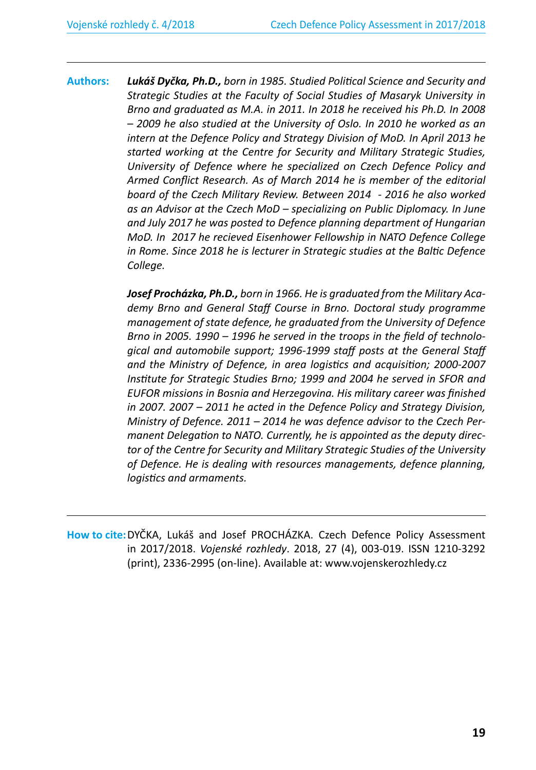**Authors:** ***Lukáš Dyčka, Ph.D.,*** *born in 1985. Studied Political Science and Security and Strategic Studies at the Faculty of Social Studies of Masaryk University in Brno and graduated as M.A. in 2011. In 2018 he received his Ph.D. In 2008 – 2009 he also studied at the University of Oslo. In 2010 he worked as an intern at the Defence Policy and Strategy Division of MoD. In April 2013 he started working at the Centre for Security and Military Strategic Studies, University of Defence where he specialized on Czech Defence Policy and Armed Conflict Research. As of March 2014 he is member of the editorial board of the Czech Military Review. Between 2014 - 2016 he also worked as an Advisor at the Czech MoD – specializing on Public Diplomacy. In June and July 2017 he was posted to Defence planning department of Hungarian MoD. In 2017 he recieved Eisenhower Fellowship in NATO Defence College in Rome. Since 2018 he is lecturer in Strategic studies at the Baltic Defence College.*

***Josef Procházka, Ph.D.,*** *born in 1966. He is graduated from the Military Academy Brno and General Staff Course in Brno. Doctoral study programme management of state defence, he graduated from the University of Defence Brno in 2005. 1990 – 1996 he served in the troops in the field of technological and automobile support; 1996-1999 staff posts at the General Staff and the Ministry of Defence, in area logistics and acquisition; 2000-2007 Institute for Strategic Studies Brno; 1999 and 2004 he served in SFOR and EUFOR missions in Bosnia and Herzegovina. His military career was finished in 2007. 2007 – 2011 he acted in the Defence Policy and Strategy Division, Ministry of Defence. 2011 – 2014 he was defence advisor to the Czech Permanent Delegation to NATO. Currently, he is appointed as the deputy director of the Centre for Security and Military Strategic Studies of the University of Defence. He is dealing with resources managements, defence planning, logistics and armaments.*

**How to cite:** DYČKA, Lukáš and Josef PROCHÁZKA. Czech Defence Policy Assessment in 2017/2018. *Vojenské rozhledy*. 2018, 27 (4), 003-019. ISSN 1210-3292 (print), 2336-2995 (on-line). Available at: www.vojenskerozhledy.cz